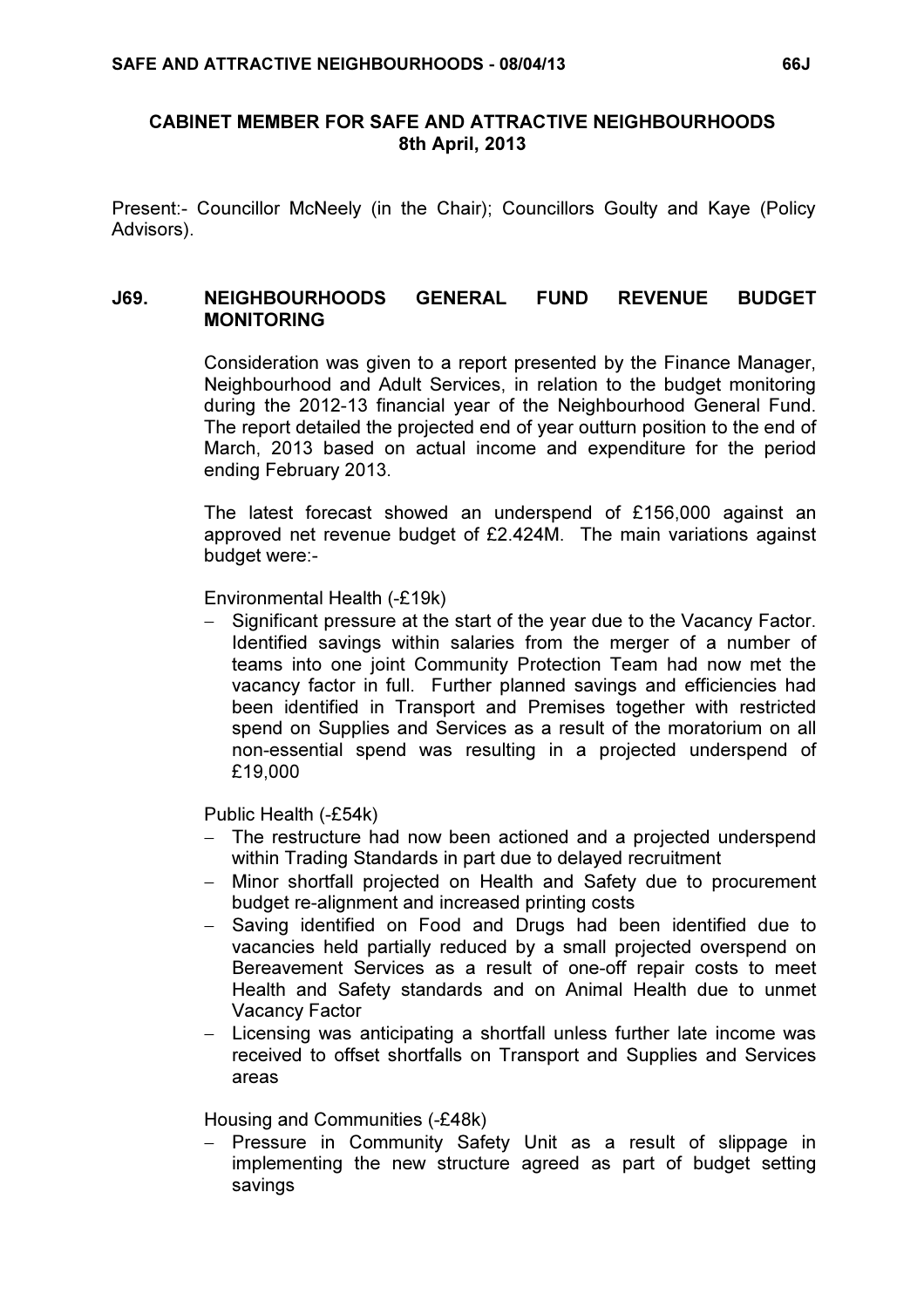# CABINET MEMBER FOR SAFE AND ATTRACTIVE NEIGHBOURHOODS
## 8th April, 2013

Present:- Councillor McNeely (in the Chair); Councillors Goulty and Kaye (Policy Advisors).

### J69. NEIGHBOURHOODS GENERAL FUND REVENUE BUDGET MONITORING

Consideration was given to a report presented by the Finance Manager, Neighbourhood and Adult Services, in relation to the budget monitoring during the 2012-13 financial year of the Neighbourhood General Fund. The report detailed the projected end of year outturn position to the end of March, 2013 based on actual income and expenditure for the period ending February 2013.

The latest forecast showed an underspend of £156,000 against an approved net revenue budget of £2.424M. The main variations against budget were:-

Environmental Health (-£19k)

- Significant pressure at the start of the year due to the Vacancy Factor. Identified savings within salaries from the merger of a number of teams into one joint Community Protection Team had now met the vacancy factor in full. Further planned savings and efficiencies had been identified in Transport and Premises together with restricted spend on Supplies and Services as a result of the moratorium on all non-essential spend was resulting in a projected underspend of £19,000

Public Health (-£54k)

- The restructure had now been actioned and a projected underspend within Trading Standards in part due to delayed recruitment
- Minor shortfall projected on Health and Safety due to procurement budget re-alignment and increased printing costs
- Saving identified on Food and Drugs had been identified due to vacancies held partially reduced by a small projected overspend on Bereavement Services as a result of one-off repair costs to meet Health and Safety standards and on Animal Health due to unmet Vacancy Factor
- Licensing was anticipating a shortfall unless further late income was received to offset shortfalls on Transport and Supplies and Services areas

Housing and Communities (-£48k)

- Pressure in Community Safety Unit as a result of slippage in implementing the new structure agreed as part of budget setting savings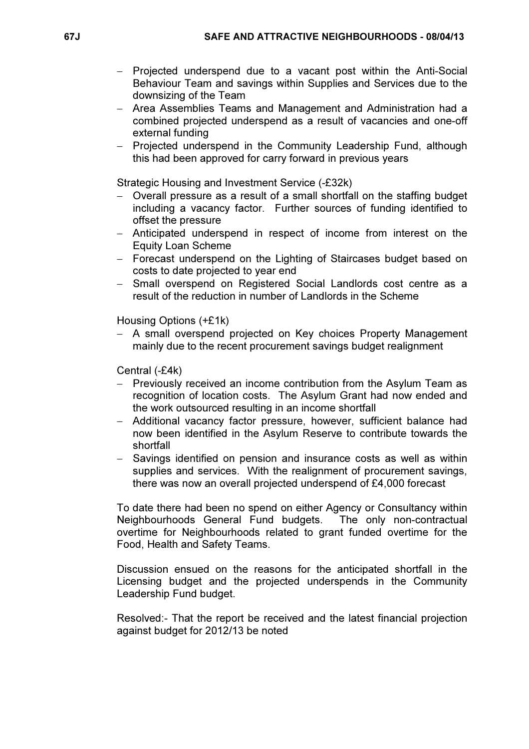- Projected underspend due to a vacant post within the Anti-Social Behaviour Team and savings within Supplies and Services due to the downsizing of the Team
- Area Assemblies Teams and Management and Administration had a combined projected underspend as a result of vacancies and one-off external funding
- Projected underspend in the Community Leadership Fund, although this had been approved for carry forward in previous years

Strategic Housing and Investment Service (-£32k)

- Overall pressure as a result of a small shortfall on the staffing budget including a vacancy factor. Further sources of funding identified to offset the pressure
- Anticipated underspend in respect of income from interest on the Equity Loan Scheme
- Forecast underspend on the Lighting of Staircases budget based on costs to date projected to year end
- Small overspend on Registered Social Landlords cost centre as a result of the reduction in number of Landlords in the Scheme

Housing Options (+£1k)

- A small overspend projected on Key choices Property Management mainly due to the recent procurement savings budget realignment

Central (-£4k)

- Previously received an income contribution from the Asylum Team as recognition of location costs. The Asylum Grant had now ended and the work outsourced resulting in an income shortfall
- Additional vacancy factor pressure, however, sufficient balance had now been identified in the Asylum Reserve to contribute towards the shortfall
- Savings identified on pension and insurance costs as well as within supplies and services. With the realignment of procurement savings, there was now an overall projected underspend of £4,000 forecast

To date there had been no spend on either Agency or Consultancy within Neighbourhoods General Fund budgets. The only non-contractual overtime for Neighbourhoods related to grant funded overtime for the Food, Health and Safety Teams.

Discussion ensued on the reasons for the anticipated shortfall in the Licensing budget and the projected underspends in the Community Leadership Fund budget.

Resolved:- That the report be received and the latest financial projection against budget for 2012/13 be noted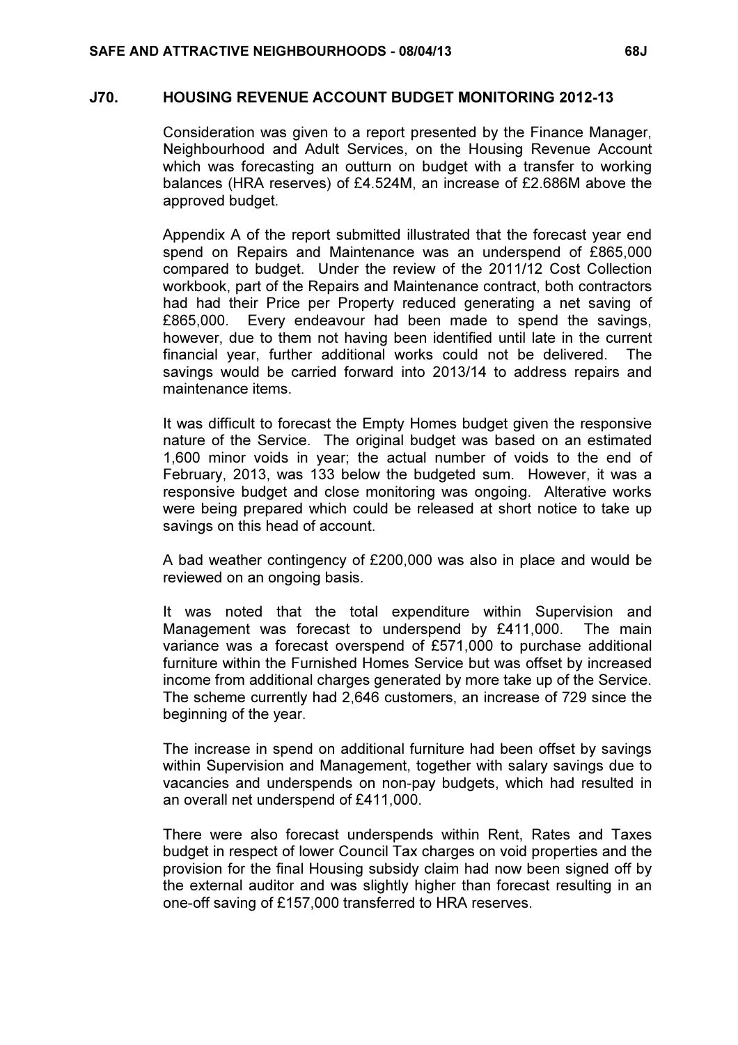## J70. HOUSING REVENUE ACCOUNT BUDGET MONITORING 2012-13

Consideration was given to a report presented by the Finance Manager, Neighbourhood and Adult Services, on the Housing Revenue Account which was forecasting an outturn on budget with a transfer to working balances (HRA reserves) of £4.524M, an increase of £2.686M above the approved budget.

Appendix A of the report submitted illustrated that the forecast year end spend on Repairs and Maintenance was an underspend of £865,000 compared to budget. Under the review of the 2011/12 Cost Collection workbook, part of the Repairs and Maintenance contract, both contractors had had their Price per Property reduced generating a net saving of £865,000. Every endeavour had been made to spend the savings, however, due to them not having been identified until late in the current financial year, further additional works could not be delivered. The savings would be carried forward into 2013/14 to address repairs and maintenance items.

It was difficult to forecast the Empty Homes budget given the responsive nature of the Service. The original budget was based on an estimated 1,600 minor voids in year; the actual number of voids to the end of February, 2013, was 133 below the budgeted sum. However, it was a responsive budget and close monitoring was ongoing. Alterative works were being prepared which could be released at short notice to take up savings on this head of account.

A bad weather contingency of £200,000 was also in place and would be reviewed on an ongoing basis.

It was noted that the total expenditure within Supervision and Management was forecast to underspend by £411,000. The main variance was a forecast overspend of £571,000 to purchase additional furniture within the Furnished Homes Service but was offset by increased income from additional charges generated by more take up of the Service. The scheme currently had 2,646 customers, an increase of 729 since the beginning of the year.

The increase in spend on additional furniture had been offset by savings within Supervision and Management, together with salary savings due to vacancies and underspends on non-pay budgets, which had resulted in an overall net underspend of £411,000.

There were also forecast underspends within Rent, Rates and Taxes budget in respect of lower Council Tax charges on void properties and the provision for the final Housing subsidy claim had now been signed off by the external auditor and was slightly higher than forecast resulting in an one-off saving of £157,000 transferred to HRA reserves.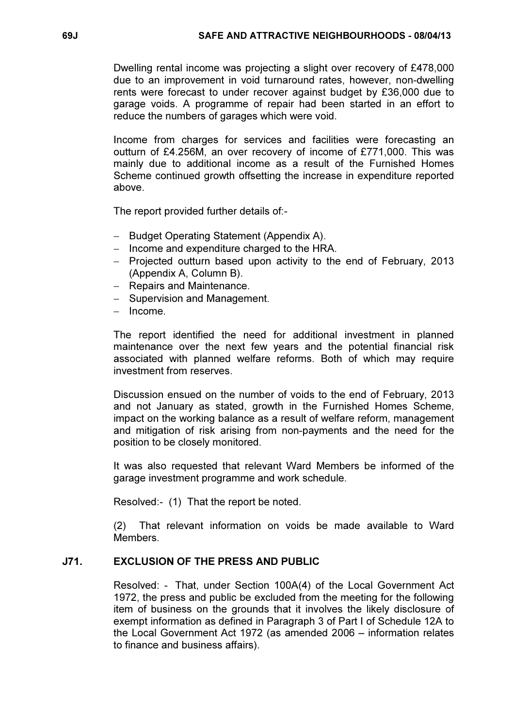Dwelling rental income was projecting a slight over recovery of £478,000 due to an improvement in void turnaround rates, however, non-dwelling rents were forecast to under recover against budget by £36,000 due to garage voids. A programme of repair had been started in an effort to reduce the numbers of garages which were void.

Income from charges for services and facilities were forecasting an outturn of £4.256M, an over recovery of income of £771,000. This was mainly due to additional income as a result of the Furnished Homes Scheme continued growth offsetting the increase in expenditure reported above.

The report provided further details of:-

- Budget Operating Statement (Appendix A).
- Income and expenditure charged to the HRA.
- Projected outturn based upon activity to the end of February, 2013 (Appendix A, Column B).
- Repairs and Maintenance.
- Supervision and Management.
- Income.

The report identified the need for additional investment in planned maintenance over the next few years and the potential financial risk associated with planned welfare reforms. Both of which may require investment from reserves.

Discussion ensued on the number of voids to the end of February, 2013 and not January as stated, growth in the Furnished Homes Scheme, impact on the working balance as a result of welfare reform, management and mitigation of risk arising from non-payments and the need for the position to be closely monitored.

It was also requested that relevant Ward Members be informed of the garage investment programme and work schedule.

Resolved:- (1) That the report be noted.

(2) That relevant information on voids be made available to Ward Members.

## J71. EXCLUSION OF THE PRESS AND PUBLIC

Resolved: - That, under Section 100A(4) of the Local Government Act 1972, the press and public be excluded from the meeting for the following item of business on the grounds that it involves the likely disclosure of exempt information as defined in Paragraph 3 of Part I of Schedule 12A to the Local Government Act 1972 (as amended 2006 – information relates to finance and business affairs).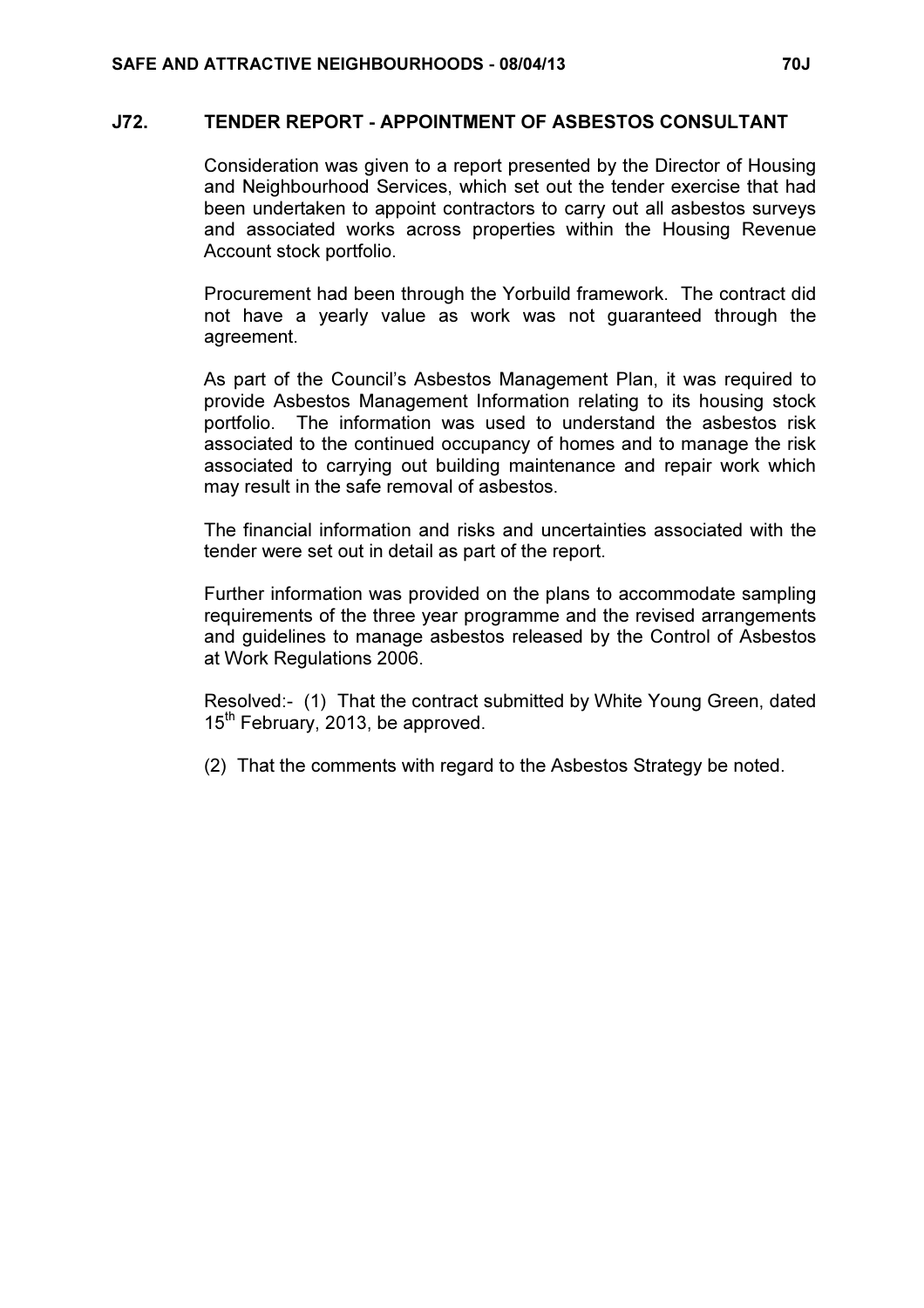## J72. TENDER REPORT - APPOINTMENT OF ASBESTOS CONSULTANT

Consideration was given to a report presented by the Director of Housing and Neighbourhood Services, which set out the tender exercise that had been undertaken to appoint contractors to carry out all asbestos surveys and associated works across properties within the Housing Revenue Account stock portfolio.

Procurement had been through the Yorbuild framework. The contract did not have a yearly value as work was not guaranteed through the agreement.

As part of the Council's Asbestos Management Plan, it was required to provide Asbestos Management Information relating to its housing stock portfolio. The information was used to understand the asbestos risk associated to the continued occupancy of homes and to manage the risk associated to carrying out building maintenance and repair work which may result in the safe removal of asbestos.

The financial information and risks and uncertainties associated with the tender were set out in detail as part of the report.

Further information was provided on the plans to accommodate sampling requirements of the three year programme and the revised arrangements and guidelines to manage asbestos released by the Control of Asbestos at Work Regulations 2006.

Resolved:- (1) That the contract submitted by White Young Green, dated 15th February, 2013, be approved.

(2) That the comments with regard to the Asbestos Strategy be noted.